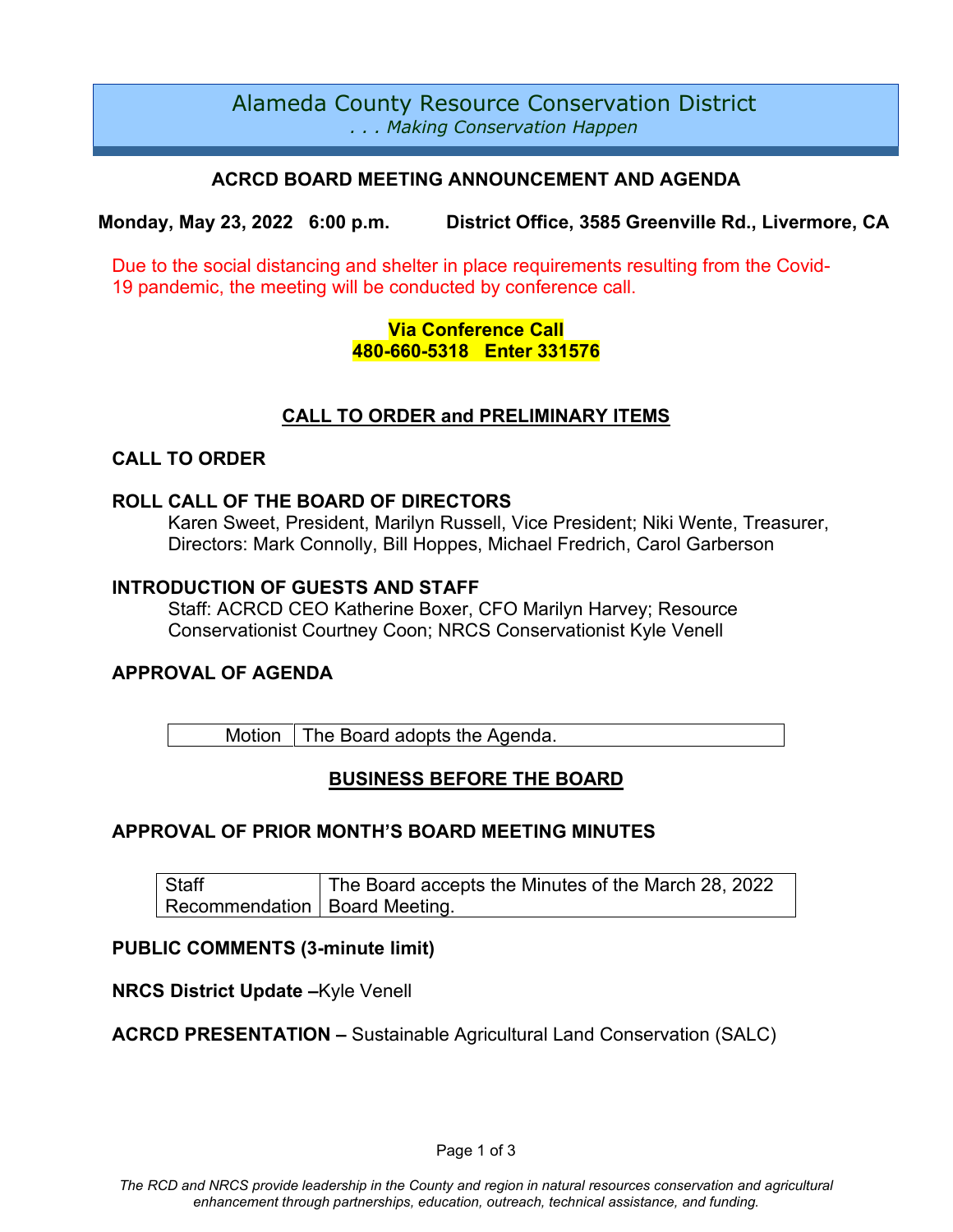# Alameda County Resource Conservation District

*. . . Making Conservation Happen*

## ACRCD BOARD MEETING ANNOUNCEMENT AND AGENDA

**Monday, May 23, 2022 6:00 p.m. District Office, 3585 Greenville Rd., Livermore, CA**

Due to the social distancing and shelter in place requirements resulting from the Covid-19 pandemic, the meeting will be conducted by conference call.

**Via Conference Call**
**480-660-5318 Enter 331576**

## CALL TO ORDER and PRELIMINARY ITEMS

### CALL TO ORDER

### ROLL CALL OF THE BOARD OF DIRECTORS

Karen Sweet, President, Marilyn Russell, Vice President; Niki Wente, Treasurer, Directors: Mark Connolly, Bill Hoppes, Michael Fredrich, Carol Garberson

### INTRODUCTION OF GUESTS AND STAFF

Staff: ACRCD CEO Katherine Boxer, CFO Marilyn Harvey; Resource Conservationist Courtney Coon; NRCS Conservationist Kyle Venell

### APPROVAL OF AGENDA

| Motion | The Board adopts the Agenda. |
|---|---|

## BUSINESS BEFORE THE BOARD

### APPROVAL OF PRIOR MONTH'S BOARD MEETING MINUTES

| Staff Recommendation | The Board accepts the Minutes of the March 28, 2022 Board Meeting. |
|---|---|

**PUBLIC COMMENTS (3-minute limit)**

**NRCS District Update –**Kyle Venell

**ACRCD PRESENTATION –** Sustainable Agricultural Land Conservation (SALC)

*The RCD and NRCS provide leadership in the County and region in natural resources conservation and agricultural enhancement through partnerships, education, outreach, technical assistance, and funding.*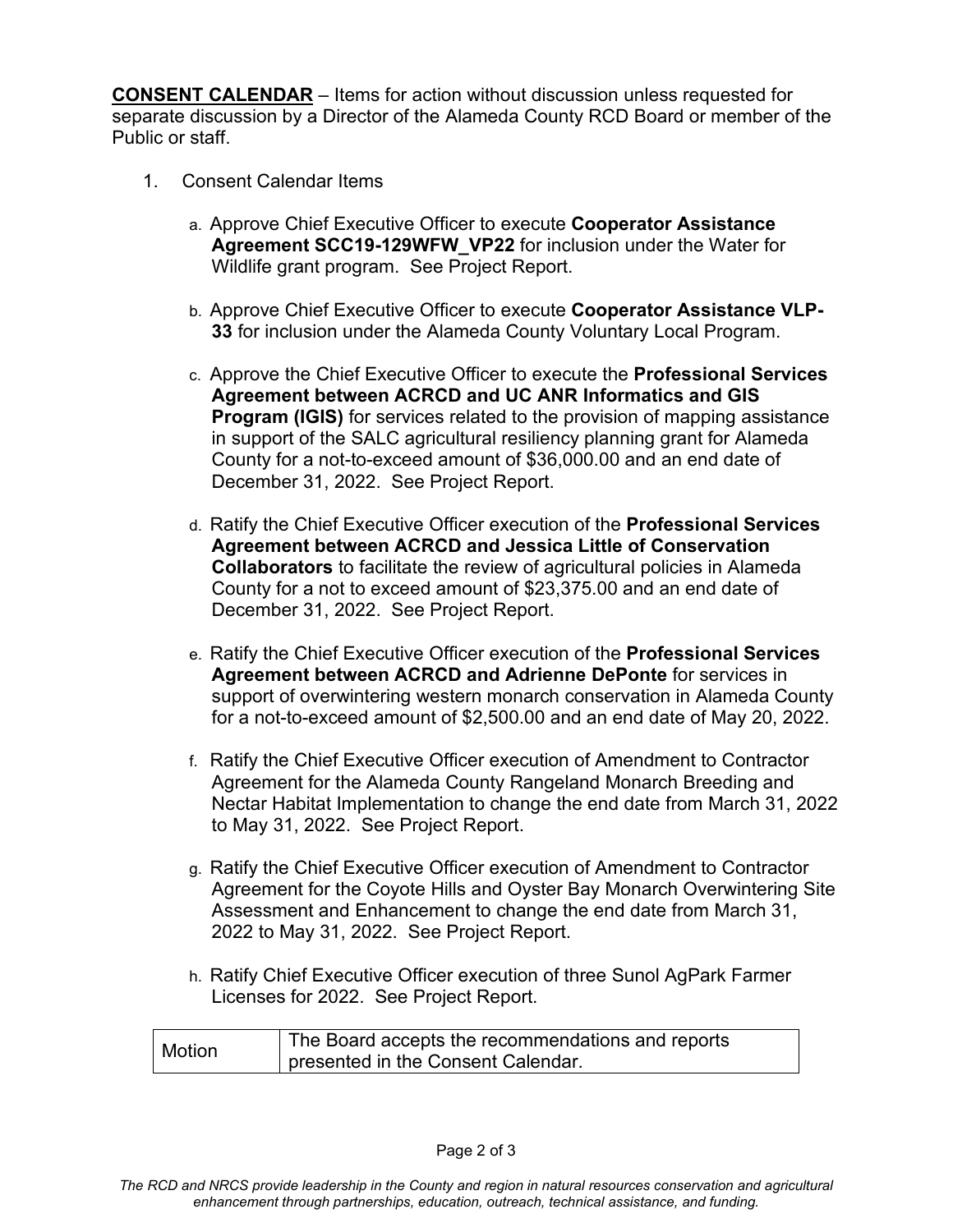**CONSENT CALENDAR** – Items for action without discussion unless requested for separate discussion by a Director of the Alameda County RCD Board or member of the Public or staff.

1. Consent Calendar Items

   a. Approve Chief Executive Officer to execute **Cooperator Assistance Agreement SCC19-129WFW_VP22** for inclusion under the Water for Wildlife grant program. See Project Report.

   b. Approve Chief Executive Officer to execute **Cooperator Assistance VLP-33** for inclusion under the Alameda County Voluntary Local Program.

   c. Approve the Chief Executive Officer to execute the **Professional Services Agreement between ACRCD and UC ANR Informatics and GIS Program (IGIS)** for services related to the provision of mapping assistance in support of the SALC agricultural resiliency planning grant for Alameda County for a not-to-exceed amount of $36,000.00 and an end date of December 31, 2022. See Project Report.

   d. Ratify the Chief Executive Officer execution of the **Professional Services Agreement between ACRCD and Jessica Little of Conservation Collaborators** to facilitate the review of agricultural policies in Alameda County for a not to exceed amount of $23,375.00 and an end date of December 31, 2022. See Project Report.

   e. Ratify the Chief Executive Officer execution of the **Professional Services Agreement between ACRCD and Adrienne DePonte** for services in support of overwintering western monarch conservation in Alameda County for a not-to-exceed amount of $2,500.00 and an end date of May 20, 2022.

   f. Ratify the Chief Executive Officer execution of Amendment to Contractor Agreement for the Alameda County Rangeland Monarch Breeding and Nectar Habitat Implementation to change the end date from March 31, 2022 to May 31, 2022. See Project Report.

   g. Ratify the Chief Executive Officer execution of Amendment to Contractor Agreement for the Coyote Hills and Oyster Bay Monarch Overwintering Site Assessment and Enhancement to change the end date from March 31, 2022 to May 31, 2022. See Project Report.

   h. Ratify Chief Executive Officer execution of three Sunol AgPark Farmer Licenses for 2022. See Project Report.

| Motion | The Board accepts the recommendations and reports presented in the Consent Calendar. |
|---|---|

*The RCD and NRCS provide leadership in the County and region in natural resources conservation and agricultural enhancement through partnerships, education, outreach, technical assistance, and funding.*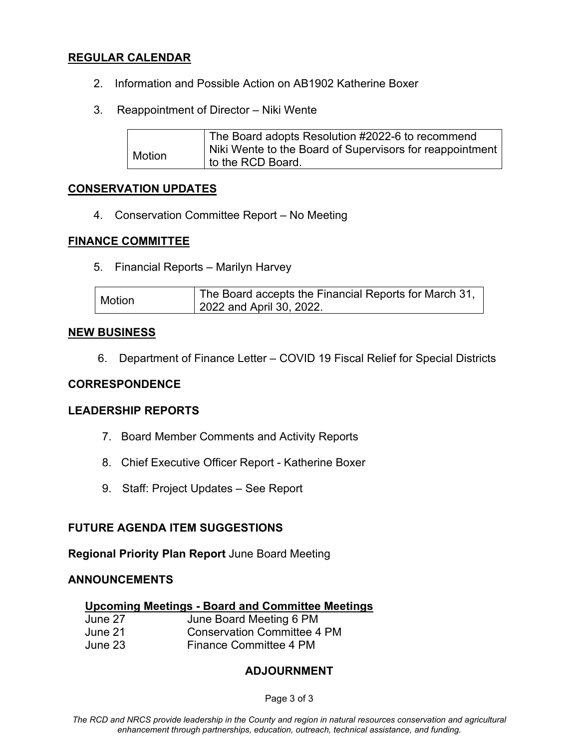## REGULAR CALENDAR

2. Information and Possible Action on AB1902 Katherine Boxer

3. Reappointment of Director – Niki Wente

| | |
|---|---|
| Motion | The Board adopts Resolution #2022-6 to recommend Niki Wente to the Board of Supervisors for reappointment to the RCD Board. |

## CONSERVATION UPDATES

4. Conservation Committee Report – No Meeting

## FINANCE COMMITTEE

5. Financial Reports – Marilyn Harvey

| | |
|---|---|
| Motion | The Board accepts the Financial Reports for March 31, 2022 and April 30, 2022. |

## NEW BUSINESS

6. Department of Finance Letter – COVID 19 Fiscal Relief for Special Districts

## CORRESPONDENCE

## LEADERSHIP REPORTS

7. Board Member Comments and Activity Reports

8. Chief Executive Officer Report - Katherine Boxer

9. Staff: Project Updates – See Report

## FUTURE AGENDA ITEM SUGGESTIONS

**Regional Priority Plan Report** June Board Meeting

## ANNOUNCEMENTS

### Upcoming Meetings - Board and Committee Meetings

| | |
|---|---|
| June 27 | June Board Meeting 6 PM |
| June 21 | Conservation Committee 4 PM |
| June 23 | Finance Committee 4 PM |

## ADJOURNMENT

*The RCD and NRCS provide leadership in the County and region in natural resources conservation and agricultural enhancement through partnerships, education, outreach, technical assistance, and funding.*